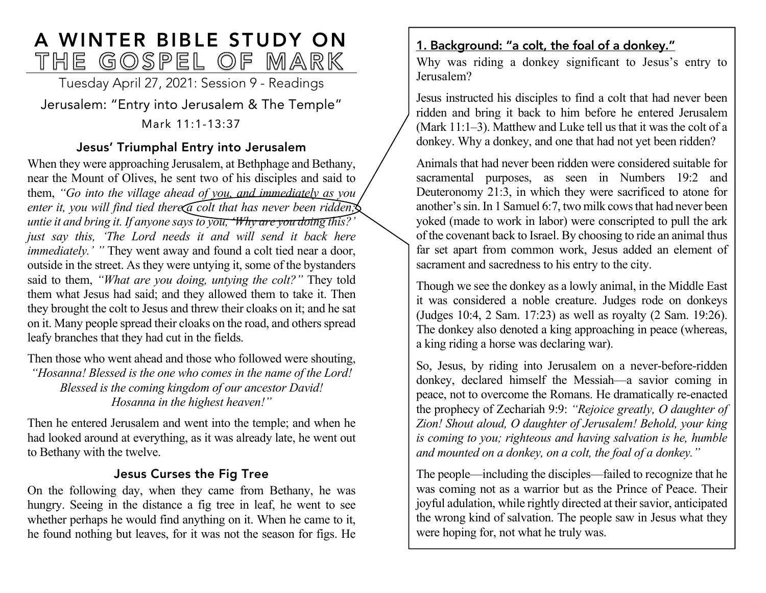# A WINTER BIBLE STUDY ON THE GOSPEL OF MARK

Tuesday April 27, 2021: Session 9 - Readings

Jerusalem: "Entry into Jerusalem & The Temple"

Mark 11:1-13:37

### Jesus' Triumphal Entry into Jerusalem

When they were approaching Jerusalem, at Bethphage and Bethany, near the Mount of Olives, he sent two of his disciples and said to them, *"Go into the village ahead of you, and immediately as you enter it, you will find tied there a colt that has never been ridden; untie it and bring it. If anyone says to you, 'Why are you doing this?' just say this, 'The Lord needs it and will send it back here immediately.' "* They went away and found a colt tied near a door, outside in the street. As they were untying it, some of the bystanders said to them, *"What are you doing, untying the colt?"* They told them what Jesus had said; and they allowed them to take it. Then they brought the colt to Jesus and threw their cloaks on it; and he sat on it. Many people spread their cloaks on the road, and others spread leafy branches that they had cut in the fields.

Then those who went ahead and those who followed were shouting,

*"Hosanna! Blessed is the one who comes in the name of the Lord!*
*Blessed is the coming kingdom of our ancestor David!*
*Hosanna in the highest heaven!"*

Then he entered Jerusalem and went into the temple; and when he had looked around at everything, as it was already late, he went out to Bethany with the twelve.

### Jesus Curses the Fig Tree

On the following day, when they came from Bethany, he was hungry. Seeing in the distance a fig tree in leaf, he went to see whether perhaps he would find anything on it. When he came to it, he found nothing but leaves, for it was not the season for figs. He

#### 1. Background: "a colt, the foal of a donkey."

Why was riding a donkey significant to Jesus's entry to Jerusalem?

Jesus instructed his disciples to find a colt that had never been ridden and bring it back to him before he entered Jerusalem (Mark 11:1–3). Matthew and Luke tell us that it was the colt of a donkey. Why a donkey, and one that had not yet been ridden?

Animals that had never been ridden were considered suitable for sacramental purposes, as seen in Numbers 19:2 and Deuteronomy 21:3, in which they were sacrificed to atone for another's sin. In 1 Samuel 6:7, two milk cows that had never been yoked (made to work in labor) were conscripted to pull the ark of the covenant back to Israel. By choosing to ride an animal thus far set apart from common work, Jesus added an element of sacrament and sacredness to his entry to the city.

Though we see the donkey as a lowly animal, in the Middle East it was considered a noble creature. Judges rode on donkeys (Judges 10:4, 2 Sam. 17:23) as well as royalty (2 Sam. 19:26). The donkey also denoted a king approaching in peace (whereas, a king riding a horse was declaring war).

So, Jesus, by riding into Jerusalem on a never-before-ridden donkey, declared himself the Messiah—a savior coming in peace, not to overcome the Romans. He dramatically re-enacted the prophecy of Zechariah 9:9: *"Rejoice greatly, O daughter of Zion! Shout aloud, O daughter of Jerusalem! Behold, your king is coming to you; righteous and having salvation is he, humble and mounted on a donkey, on a colt, the foal of a donkey."*

The people—including the disciples—failed to recognize that he was coming not as a warrior but as the Prince of Peace. Their joyful adulation, while rightly directed at their savior, anticipated the wrong kind of salvation. The people saw in Jesus what they were hoping for, not what he truly was.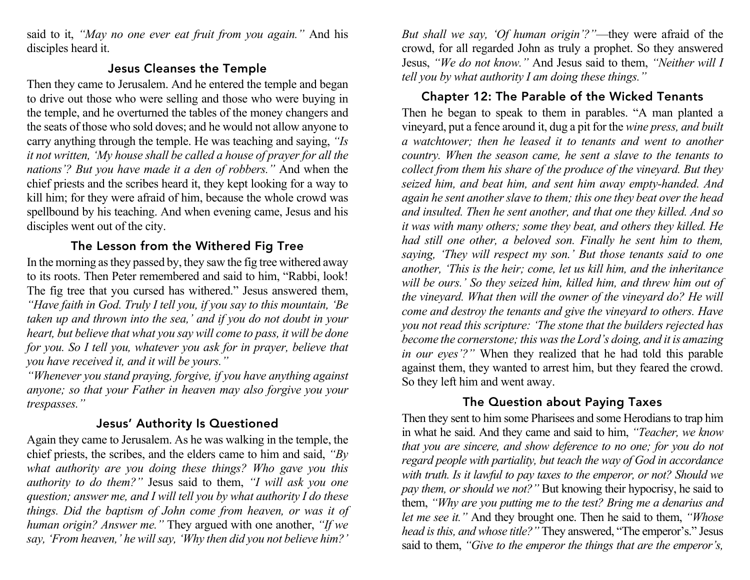said to it, *"May no one ever eat fruit from you again."* And his disciples heard it.

### Jesus Cleanses the Temple

Then they came to Jerusalem. And he entered the temple and began to drive out those who were selling and those who were buying in the temple, and he overturned the tables of the money changers and the seats of those who sold doves; and he would not allow anyone to carry anything through the temple. He was teaching and saying, *"Is it not written, 'My house shall be called a house of prayer for all the nations'? But you have made it a den of robbers."* And when the chief priests and the scribes heard it, they kept looking for a way to kill him; for they were afraid of him, because the whole crowd was spellbound by his teaching. And when evening came, Jesus and his disciples went out of the city.

### The Lesson from the Withered Fig Tree

In the morning as they passed by, they saw the fig tree withered away to its roots. Then Peter remembered and said to him, "Rabbi, look! The fig tree that you cursed has withered." Jesus answered them, *"Have faith in God. Truly I tell you, if you say to this mountain, 'Be taken up and thrown into the sea,' and if you do not doubt in your heart, but believe that what you say will come to pass, it will be done for you. So I tell you, whatever you ask for in prayer, believe that you have received it, and it will be yours."*

*"Whenever you stand praying, forgive, if you have anything against anyone; so that your Father in heaven may also forgive you your trespasses."*

### Jesus' Authority Is Questioned

Again they came to Jerusalem. As he was walking in the temple, the chief priests, the scribes, and the elders came to him and said, *"By what authority are you doing these things? Who gave you this authority to do them?"* Jesus said to them, *"I will ask you one question; answer me, and I will tell you by what authority I do these things. Did the baptism of John come from heaven, or was it of human origin? Answer me."* They argued with one another, *"If we say, 'From heaven,' he will say, 'Why then did you not believe him?' But shall we say, 'Of human origin'?"*—they were afraid of the crowd, for all regarded John as truly a prophet. So they answered Jesus, *"We do not know."* And Jesus said to them, *"Neither will I tell you by what authority I am doing these things."*

### Chapter 12: The Parable of the Wicked Tenants

Then he began to speak to them in parables. "A man planted a vineyard, put a fence around it, dug a pit for the *wine press, and built a watchtower; then he leased it to tenants and went to another country. When the season came, he sent a slave to the tenants to collect from them his share of the produce of the vineyard. But they seized him, and beat him, and sent him away empty-handed. And again he sent another slave to them; this one they beat over the head and insulted. Then he sent another, and that one they killed. And so it was with many others; some they beat, and others they killed. He had still one other, a beloved son. Finally he sent him to them, saying, 'They will respect my son.' But those tenants said to one another, 'This is the heir; come, let us kill him, and the inheritance will be ours.' So they seized him, killed him, and threw him out of the vineyard. What then will the owner of the vineyard do? He will come and destroy the tenants and give the vineyard to others. Have you not read this scripture: 'The stone that the builders rejected has become the cornerstone; this was the Lord's doing, and it is amazing in our eyes'?"* When they realized that he had told this parable against them, they wanted to arrest him, but they feared the crowd. So they left him and went away.

### The Question about Paying Taxes

Then they sent to him some Pharisees and some Herodians to trap him in what he said. And they came and said to him, *"Teacher, we know that you are sincere, and show deference to no one; for you do not regard people with partiality, but teach the way of God in accordance with truth. Is it lawful to pay taxes to the emperor, or not? Should we pay them, or should we not?"* But knowing their hypocrisy, he said to them, *"Why are you putting me to the test? Bring me a denarius and let me see it."* And they brought one. Then he said to them, *"Whose head is this, and whose title?"* They answered, "The emperor's." Jesus said to them, *"Give to the emperor the things that are the emperor's,*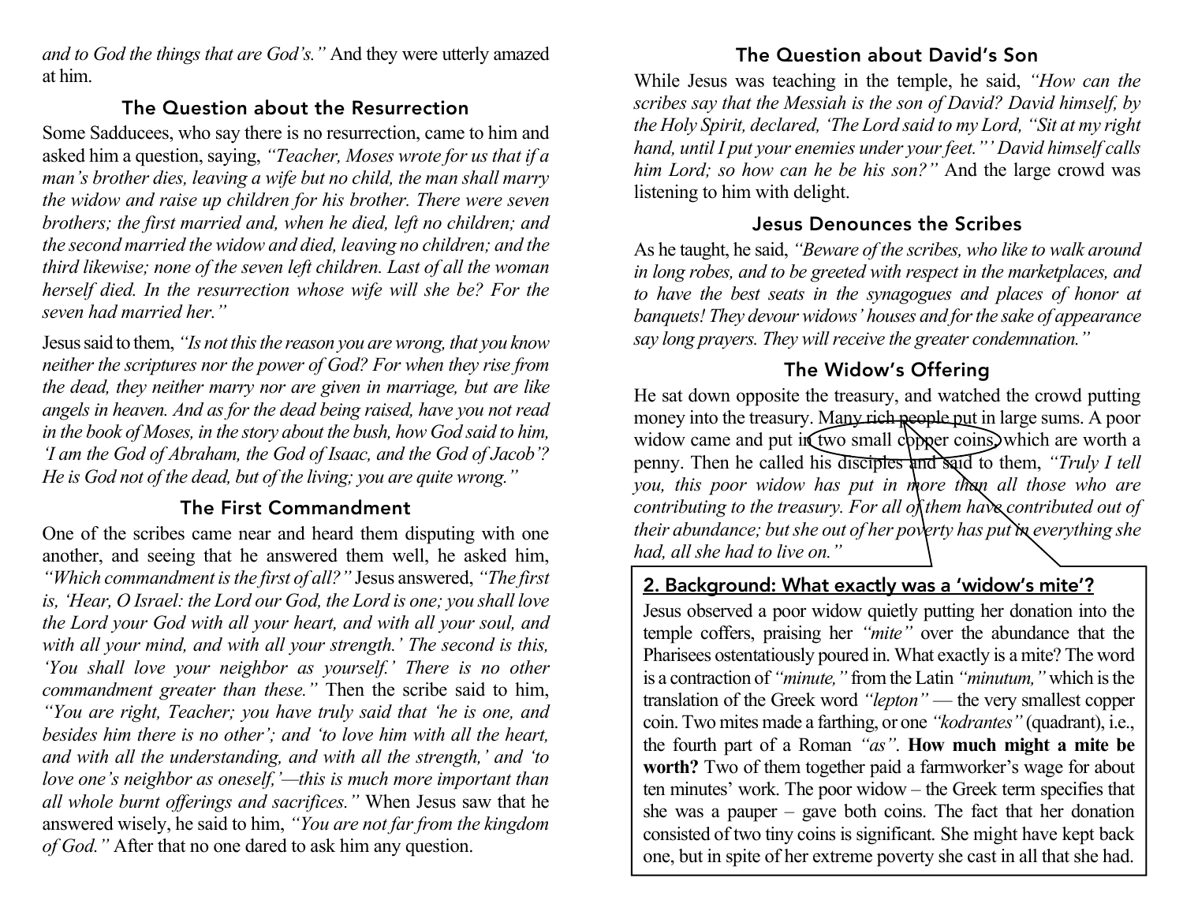*and to God the things that are God's."* And they were utterly amazed at him.

## The Question about the Resurrection

Some Sadducees, who say there is no resurrection, came to him and asked him a question, saying, *"Teacher, Moses wrote for us that if a man's brother dies, leaving a wife but no child, the man shall marry the widow and raise up children for his brother. There were seven brothers; the first married and, when he died, left no children; and the second married the widow and died, leaving no children; and the third likewise; none of the seven left children. Last of all the woman herself died. In the resurrection whose wife will she be? For the seven had married her."*

Jesus said to them, *"Is not this the reason you are wrong, that you know neither the scriptures nor the power of God? For when they rise from the dead, they neither marry nor are given in marriage, but are like angels in heaven. And as for the dead being raised, have you not read in the book of Moses, in the story about the bush, how God said to him, 'I am the God of Abraham, the God of Isaac, and the God of Jacob'? He is God not of the dead, but of the living; you are quite wrong."*

## The First Commandment

One of the scribes came near and heard them disputing with one another, and seeing that he answered them well, he asked him, *"Which commandment is the first of all?"* Jesus answered, *"The first is, 'Hear, O Israel: the Lord our God, the Lord is one; you shall love the Lord your God with all your heart, and with all your soul, and with all your mind, and with all your strength.' The second is this, 'You shall love your neighbor as yourself.' There is no other commandment greater than these."* Then the scribe said to him, *"You are right, Teacher; you have truly said that 'he is one, and besides him there is no other'; and 'to love him with all the heart, and with all the understanding, and with all the strength,' and 'to love one's neighbor as oneself,'—this is much more important than all whole burnt offerings and sacrifices."* When Jesus saw that he answered wisely, he said to him, *"You are not far from the kingdom of God."* After that no one dared to ask him any question.

## The Question about David's Son

While Jesus was teaching in the temple, he said, *"How can the scribes say that the Messiah is the son of David? David himself, by the Holy Spirit, declared, 'The Lord said to my Lord, "Sit at my right hand, until I put your enemies under your feet."' David himself calls him Lord; so how can he be his son?"* And the large crowd was listening to him with delight.

## Jesus Denounces the Scribes

As he taught, he said, *"Beware of the scribes, who like to walk around in long robes, and to be greeted with respect in the marketplaces, and to have the best seats in the synagogues and places of honor at banquets! They devour widows' houses and for the sake of appearance say long prayers. They will receive the greater condemnation."*

## The Widow's Offering

He sat down opposite the treasury, and watched the crowd putting money into the treasury. Many rich people put in large sums. A poor widow came and put in two small copper coins, which are worth a penny. Then he called his disciples and said to them, *"Truly I tell you, this poor widow has put in more than all those who are contributing to the treasury. For all of them have contributed out of their abundance; but she out of her poverty has put in everything she had, all she had to live on."*

### 2. Background: What exactly was a 'widow's mite'?

Jesus observed a poor widow quietly putting her donation into the temple coffers, praising her *"mite"* over the abundance that the Pharisees ostentatiously poured in. What exactly is a mite? The word is a contraction of *"minute,"* from the Latin *"minutum,"* which is the translation of the Greek word *"lepton"* — the very smallest copper coin. Two mites made a farthing, or one *"kodrantes"* (quadrant), i.e., the fourth part of a Roman *"as"*. **How much might a mite be worth?** Two of them together paid a farmworker's wage for about ten minutes' work. The poor widow – the Greek term specifies that she was a pauper – gave both coins. The fact that her donation consisted of two tiny coins is significant. She might have kept back one, but in spite of her extreme poverty she cast in all that she had.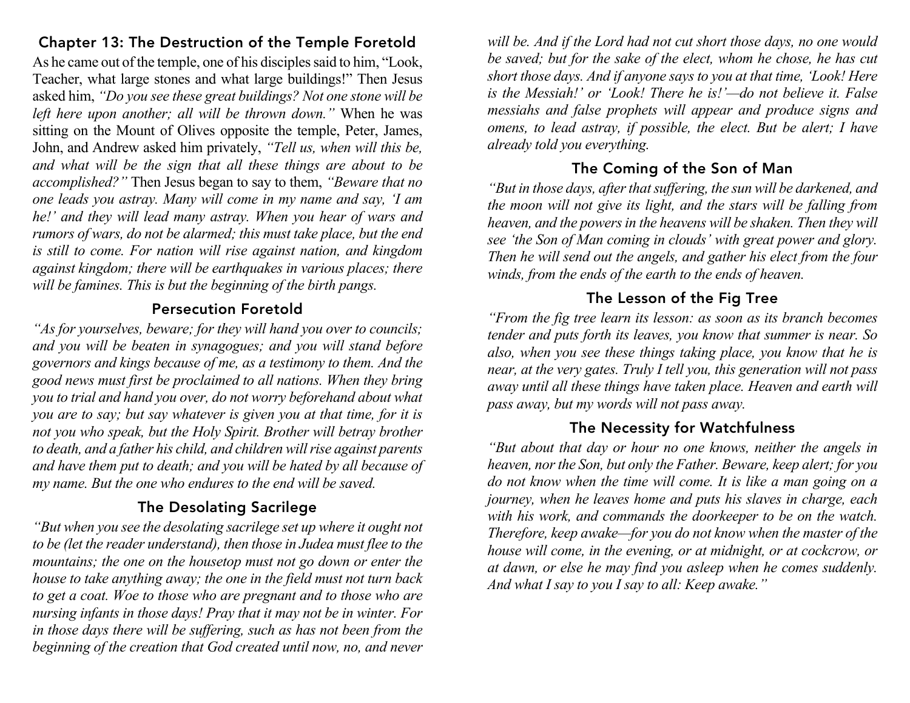## Chapter 13: The Destruction of the Temple Foretold

As he came out of the temple, one of his disciples said to him, "Look, Teacher, what large stones and what large buildings!" Then Jesus asked him, *"Do you see these great buildings? Not one stone will be left here upon another; all will be thrown down."* When he was sitting on the Mount of Olives opposite the temple, Peter, James, John, and Andrew asked him privately, *"Tell us, when will this be, and what will be the sign that all these things are about to be accomplished?"* Then Jesus began to say to them, *"Beware that no one leads you astray. Many will come in my name and say, 'I am he!' and they will lead many astray. When you hear of wars and rumors of wars, do not be alarmed; this must take place, but the end is still to come. For nation will rise against nation, and kingdom against kingdom; there will be earthquakes in various places; there will be famines. This is but the beginning of the birth pangs.*

### Persecution Foretold

*"As for yourselves, beware; for they will hand you over to councils; and you will be beaten in synagogues; and you will stand before governors and kings because of me, as a testimony to them. And the good news must first be proclaimed to all nations. When they bring you to trial and hand you over, do not worry beforehand about what you are to say; but say whatever is given you at that time, for it is not you who speak, but the Holy Spirit. Brother will betray brother to death, and a father his child, and children will rise against parents and have them put to death; and you will be hated by all because of my name. But the one who endures to the end will be saved.*

### The Desolating Sacrilege

*"But when you see the desolating sacrilege set up where it ought not to be (let the reader understand), then those in Judea must flee to the mountains; the one on the housetop must not go down or enter the house to take anything away; the one in the field must not turn back to get a coat. Woe to those who are pregnant and to those who are nursing infants in those days! Pray that it may not be in winter. For in those days there will be suffering, such as has not been from the beginning of the creation that God created until now, no, and never will be. And if the Lord had not cut short those days, no one would be saved; but for the sake of the elect, whom he chose, he has cut short those days. And if anyone says to you at that time, 'Look! Here is the Messiah!' or 'Look! There he is!'—do not believe it. False messiahs and false prophets will appear and produce signs and omens, to lead astray, if possible, the elect. But be alert; I have already told you everything.*

### The Coming of the Son of Man

*"But in those days, after that suffering, the sun will be darkened, and the moon will not give its light, and the stars will be falling from heaven, and the powers in the heavens will be shaken. Then they will see 'the Son of Man coming in clouds' with great power and glory. Then he will send out the angels, and gather his elect from the four winds, from the ends of the earth to the ends of heaven.*

### The Lesson of the Fig Tree

*"From the fig tree learn its lesson: as soon as its branch becomes tender and puts forth its leaves, you know that summer is near. So also, when you see these things taking place, you know that he is near, at the very gates. Truly I tell you, this generation will not pass away until all these things have taken place. Heaven and earth will pass away, but my words will not pass away.*

### The Necessity for Watchfulness

*"But about that day or hour no one knows, neither the angels in heaven, nor the Son, but only the Father. Beware, keep alert; for you do not know when the time will come. It is like a man going on a journey, when he leaves home and puts his slaves in charge, each with his work, and commands the doorkeeper to be on the watch. Therefore, keep awake—for you do not know when the master of the house will come, in the evening, or at midnight, or at cockcrow, or at dawn, or else he may find you asleep when he comes suddenly. And what I say to you I say to all: Keep awake."*